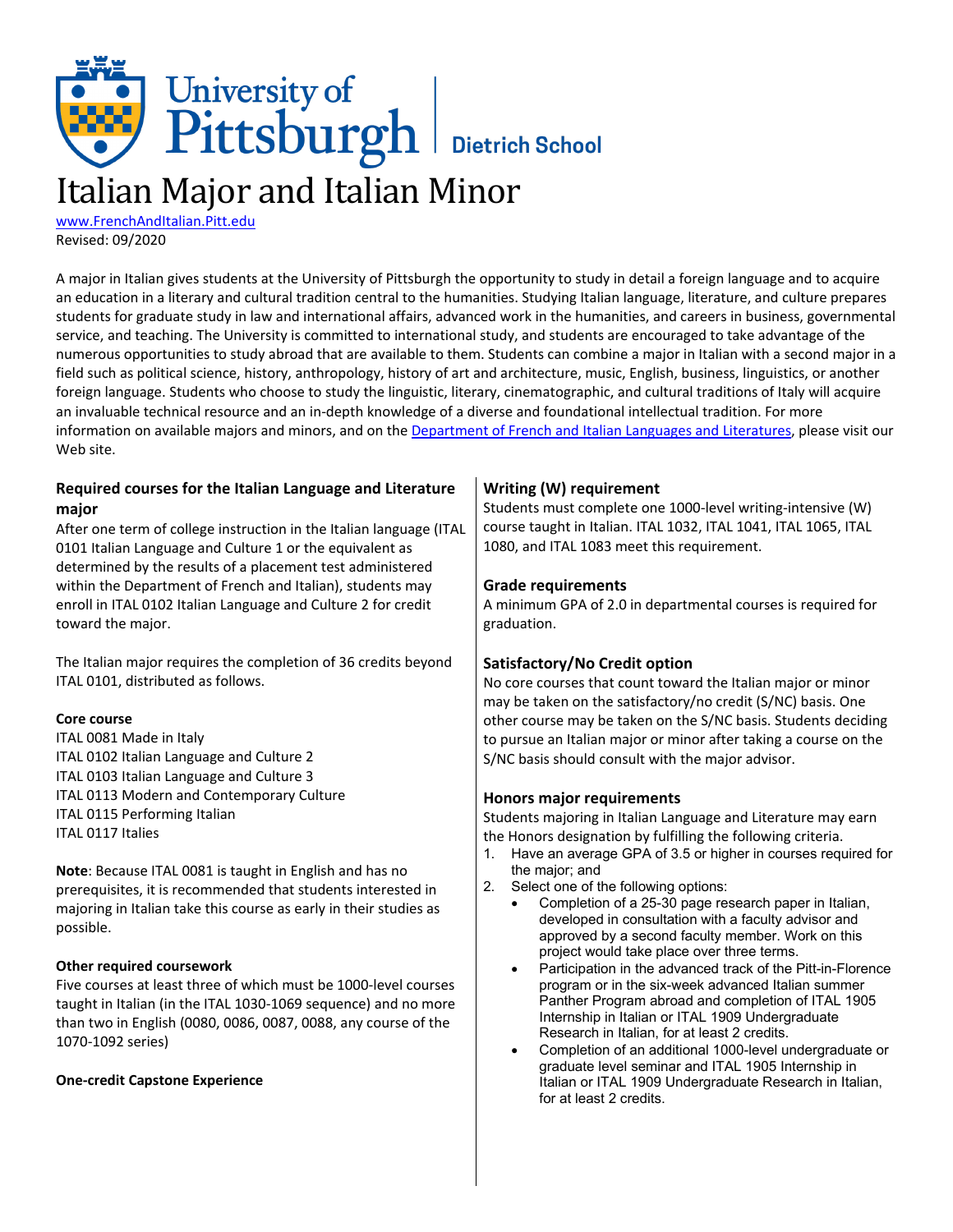University of Pittsburgh | Dietrich School

# Italian Major and Italian Minor

[www.FrenchAndItalian.Pitt.edu](www.FrenchAndItalian.Pitt.edu)
Revised: 09/2020

A major in Italian gives students at the University of Pittsburgh the opportunity to study in detail a foreign language and to acquire an education in a literary and cultural tradition central to the humanities. Studying Italian language, literature, and culture prepares students for graduate study in law and international affairs, advanced work in the humanities, and careers in business, governmental service, and teaching. The University is committed to international study, and students are encouraged to take advantage of the numerous opportunities to study abroad that are available to them. Students can combine a major in Italian with a second major in a field such as political science, history, anthropology, history of art and architecture, music, English, business, linguistics, or another foreign language. Students who choose to study the linguistic, literary, cinematographic, and cultural traditions of Italy will acquire an invaluable technical resource and an in-depth knowledge of a diverse and foundational intellectual tradition. For more information on available majors and minors, and on the Department of French and Italian Languages and Literatures, please visit our Web site.

## Required courses for the Italian Language and Literature major

After one term of college instruction in the Italian language (ITAL 0101 Italian Language and Culture 1 or the equivalent as determined by the results of a placement test administered within the Department of French and Italian), students may enroll in ITAL 0102 Italian Language and Culture 2 for credit toward the major.

The Italian major requires the completion of 36 credits beyond ITAL 0101, distributed as follows.

### Core course

ITAL 0081 Made in Italy
ITAL 0102 Italian Language and Culture 2
ITAL 0103 Italian Language and Culture 3
ITAL 0113 Modern and Contemporary Culture
ITAL 0115 Performing Italian
ITAL 0117 Italies

**Note**: Because ITAL 0081 is taught in English and has no prerequisites, it is recommended that students interested in majoring in Italian take this course as early in their studies as possible.

### Other required coursework

Five courses at least three of which must be 1000-level courses taught in Italian (in the ITAL 1030-1069 sequence) and no more than two in English (0080, 0086, 0087, 0088, any course of the 1070-1092 series)

### One-credit Capstone Experience

## Writing (W) requirement

Students must complete one 1000-level writing-intensive (W) course taught in Italian. ITAL 1032, ITAL 1041, ITAL 1065, ITAL 1080, and ITAL 1083 meet this requirement.

## Grade requirements

A minimum GPA of 2.0 in departmental courses is required for graduation.

## Satisfactory/No Credit option

No core courses that count toward the Italian major or minor may be taken on the satisfactory/no credit (S/NC) basis. One other course may be taken on the S/NC basis. Students deciding to pursue an Italian major or minor after taking a course on the S/NC basis should consult with the major advisor.

## Honors major requirements

Students majoring in Italian Language and Literature may earn the Honors designation by fulfilling the following criteria.

1. Have an average GPA of 3.5 or higher in courses required for the major; and
2. Select one of the following options:
   - Completion of a 25-30 page research paper in Italian, developed in consultation with a faculty advisor and approved by a second faculty member. Work on this project would take place over three terms.
   - Participation in the advanced track of the Pitt-in-Florence program or in the six-week advanced Italian summer Panther Program abroad and completion of ITAL 1905 Internship in Italian or ITAL 1909 Undergraduate Research in Italian, for at least 2 credits.
   - Completion of an additional 1000-level undergraduate or graduate level seminar and ITAL 1905 Internship in Italian or ITAL 1909 Undergraduate Research in Italian, for at least 2 credits.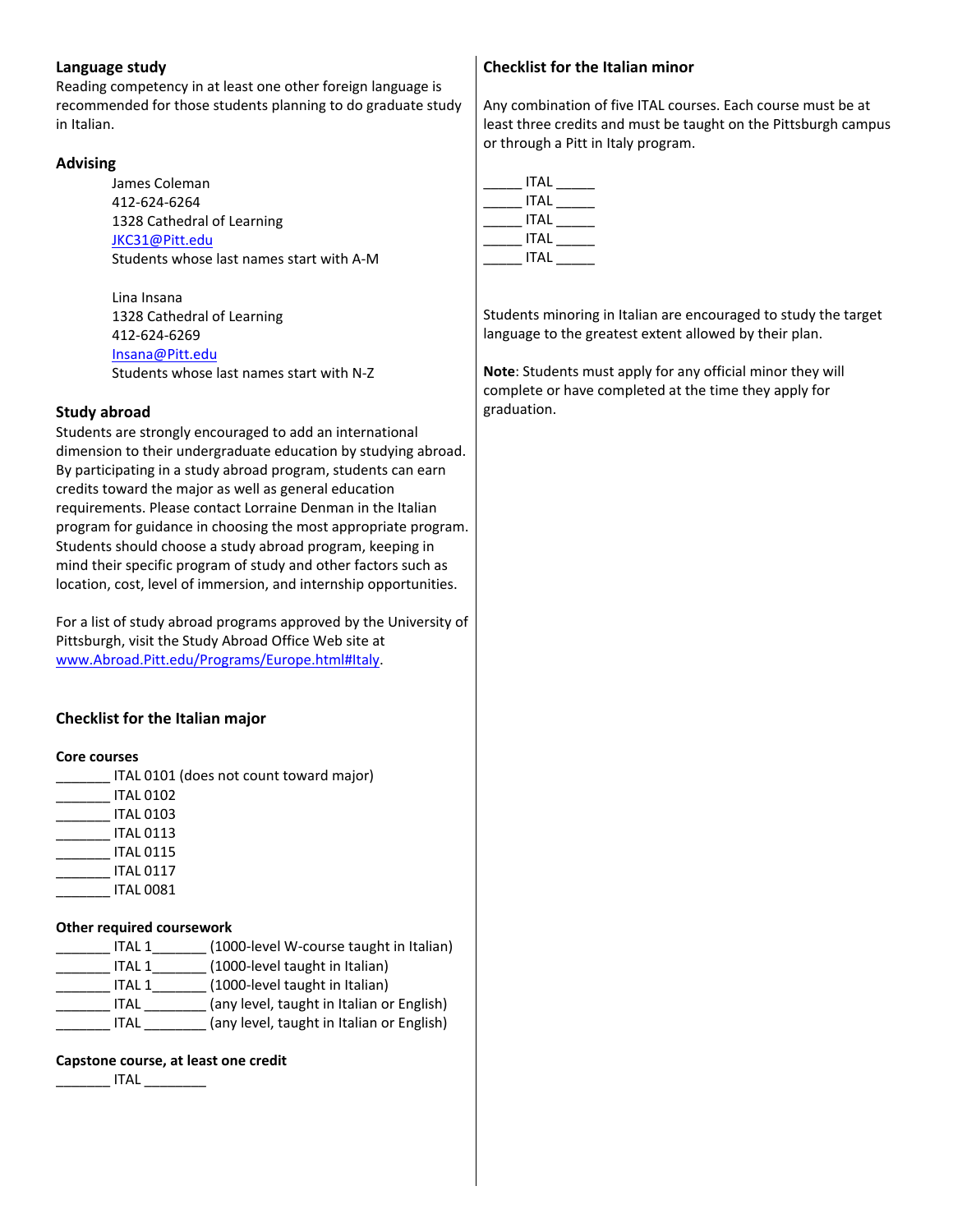## Language study

Reading competency in at least one other foreign language is recommended for those students planning to do graduate study in Italian.

## Advising

James Coleman
412-624-6264
1328 Cathedral of Learning
JKC31@Pitt.edu
Students whose last names start with A-M

Lina Insana
1328 Cathedral of Learning
412-624-6269
Insana@Pitt.edu
Students whose last names start with N-Z

## Study abroad

Students are strongly encouraged to add an international dimension to their undergraduate education by studying abroad. By participating in a study abroad program, students can earn credits toward the major as well as general education requirements. Please contact Lorraine Denman in the Italian program for guidance in choosing the most appropriate program. Students should choose a study abroad program, keeping in mind their specific program of study and other factors such as location, cost, level of immersion, and internship opportunities.

For a list of study abroad programs approved by the University of Pittsburgh, visit the Study Abroad Office Web site at www.Abroad.Pitt.edu/Programs/Europe.html#Italy.

## Checklist for the Italian major

**Core courses**

_______ ITAL 0101 (does not count toward major)
_______ ITAL 0102
_______ ITAL 0103
_______ ITAL 0113
_______ ITAL 0115
_______ ITAL 0117
_______ ITAL 0081

**Other required coursework**

_______ ITAL 1_______ (1000-level W-course taught in Italian)
_______ ITAL 1_______ (1000-level taught in Italian)
_______ ITAL 1_______ (1000-level taught in Italian)
_______ ITAL ________ (any level, taught in Italian or English)
_______ ITAL ________ (any level, taught in Italian or English)

**Capstone course, at least one credit**

_______ ITAL ________

## Checklist for the Italian minor

Any combination of five ITAL courses. Each course must be at least three credits and must be taught on the Pittsburgh campus or through a Pitt in Italy program.

_____ ITAL _____
_____ ITAL _____
_____ ITAL _____
_____ ITAL _____
_____ ITAL _____

Students minoring in Italian are encouraged to study the target language to the greatest extent allowed by their plan.

**Note**: Students must apply for any official minor they will complete or have completed at the time they apply for graduation.